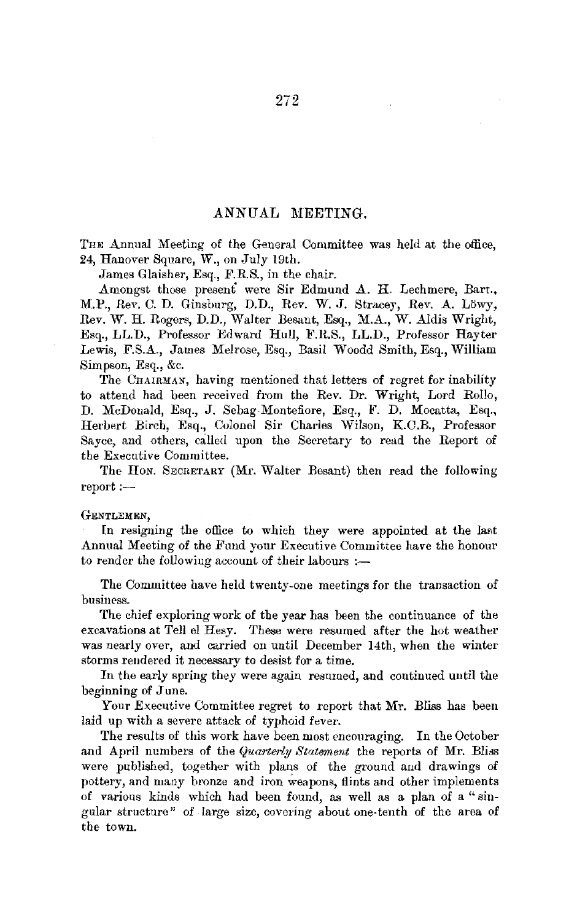## ANNUAL MEETING.

THE Annual Meeting of the General Committee was held at the office, 24, Hanover Square, W., on July 19th.

James Glaisher, Esq., F.R.S., in the chair.

Amongst those present were Sir Edmund A. H. Lechmere, Bart., M.P., Rev. C. D. Ginsburg, D.D., Rev. W. J. Stracey, Rev. A. Löwy, Rev. W. H. Rogers, D.D., Walter Besant, Esq., M.A., W. Aldis Wright, Esq., LL.D., Professor Edward Hull, F.R.S., LL.D., Professor Hayter Lewis, F.S.A., James Melrose, Esq., Basil Woodd Smith, Esq., William Simpson, Esq., &c.

The CHAIRMAN, having mentioned that letters of regret for inability to attend had been received from the Rev. Dr. Wright, Lord Rollo, D. McDonald, Esq., J. Sebag-Montefiore, Esq., F. D. Mocatta, Esq., Herbert Birch, Esq., Colonel Sir Charles Wilson, K.C.B., Professor Sayce, and others, called upon the Secretary to read the Report of the Executive Committee.

The HON. SECRETARY (Mr. Walter Besant) then read the following report :—

GENTLEMEN,

In resigning the office to which they were appointed at the last Annual Meeting of the Fund your Executive Committee have the honour to render the following account of their labours :—

The Committee have held twenty-one meetings for the transaction of business.

The chief exploring work of the year has been the continuance of the excavations at Tell el Hesy. These were resumed after the hot weather was nearly over, and carried on until December 14th, when the winter storms rendered it necessary to desist for a time.

In the early spring they were again resumed, and continued until the beginning of June.

Your Executive Committee regret to report that Mr. Bliss has been laid up with a severe attack of typhoid fever.

The results of this work have been most encouraging. In the October and April numbers of the *Quarterly Statement* the reports of Mr. Bliss were published, together with plans of the ground and drawings of pottery, and many bronze and iron weapons, flints and other implements of various kinds which had been found, as well as a plan of a "singular structure" of large size, covering about one-tenth of the area of the town.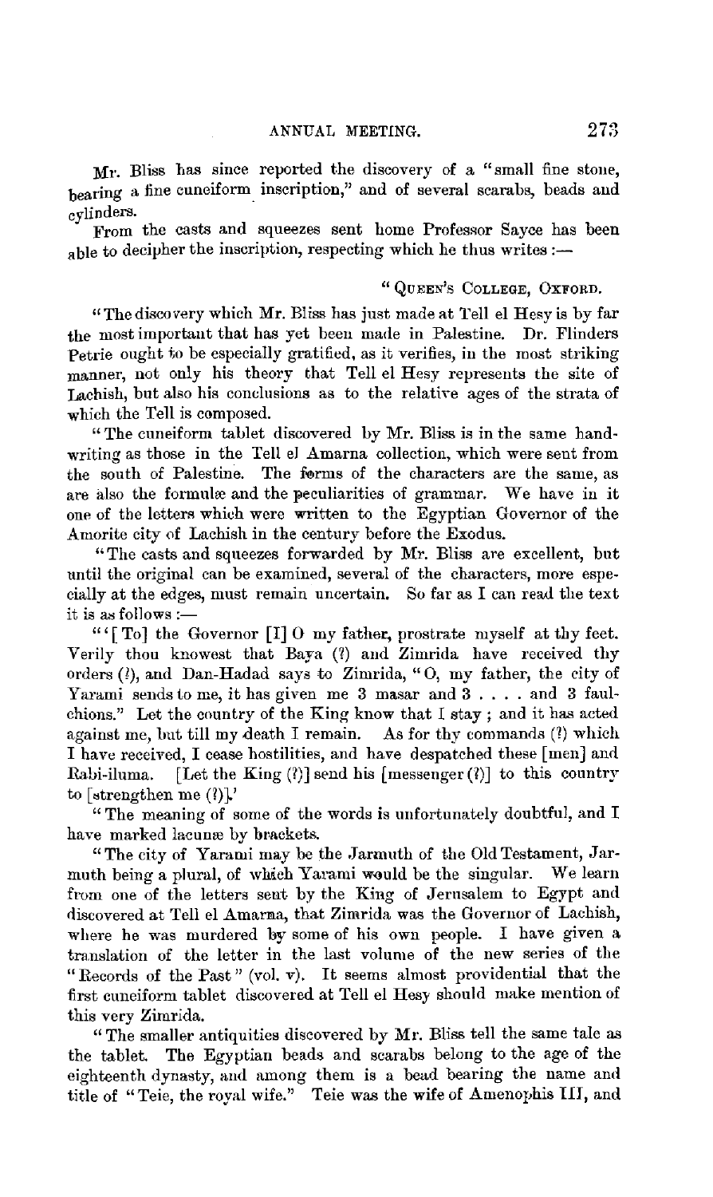Mr. Bliss has since reported the discovery of a "small fine stone, bearing a fine cuneiform inscription," and of several scarabs, beads and cylinders.

From the casts and squeezes sent home Professor Sayce has been able to decipher the inscription, respecting which he thus writes:—

"Queen's College, Oxford.

"The discovery which Mr. Bliss has just made at Tell el Hesy is by far the most important that has yet been made in Palestine. Dr. Flinders Petrie ought to be especially gratified, as it verifies, in the most striking manner, not only his theory that Tell el Hesy represents the site of Lachish, but also his conclusions as to the relative ages of the strata of which the Tell is composed.

"The cuneiform tablet discovered by Mr. Bliss is in the same handwriting as those in the Tell el Amarna collection, which were sent from the south of Palestine. The forms of the characters are the same, as are also the formulæ and the peculiarities of grammar. We have in it one of the letters which were written to the Egyptian Governor of the Amorite city of Lachish in the century before the Exodus.

"The casts and squeezes forwarded by Mr. Bliss are excellent, but until the original can be examined, several of the characters, more especially at the edges, must remain uncertain. So far as I can read the text it is as follows:—

"'[To] the Governor [I] O my father, prostrate myself at thy feet. Verily thou knowest that Baya (?) and Zimrida have received thy orders (?), and Dan-Hadad says to Zimrida, "O, my father, the city of Yarami sends to me, it has given me 3 masar and 3 . . . . and 3 faulchions." Let the country of the King know that I stay; and it has acted against me, but till my death I remain. As for thy commands (?) which I have received, I cease hostilities, and have despatched these [men] and Rabi-iluma. [Let the King (?)] send his [messenger (?)] to this country to [strengthen me (?)].'

"The meaning of some of the words is unfortunately doubtful, and I have marked lacunæ by brackets.

"The city of Yarami may be the Jarmuth of the Old Testament, Jarmuth being a plural, of which Yarami would be the singular. We learn from one of the letters sent by the King of Jerusalem to Egypt and discovered at Tell el Amarna, that Zimrida was the Governor of Lachish, where he was murdered by some of his own people. I have given a translation of the letter in the last volume of the new series of the "Records of the Past" (vol. v). It seems almost providential that the first cuneiform tablet discovered at Tell el Hesy should make mention of this very Zimrida.

"The smaller antiquities discovered by Mr. Bliss tell the same tale as the tablet. The Egyptian beads and scarabs belong to the age of the eighteenth dynasty, and among them is a bead bearing the name and title of "Teie, the royal wife." Teie was the wife of Amenophis III, and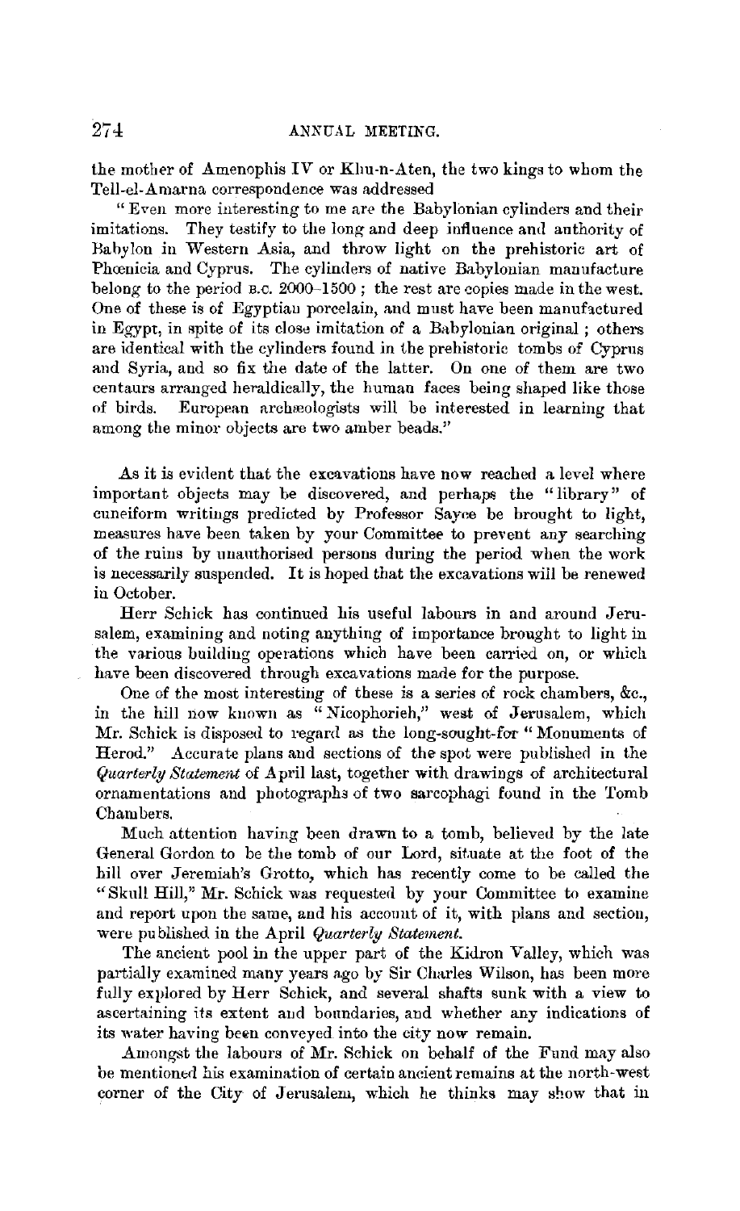the mother of Amenophis IV or Khu-n-Aten, the two kings to whom the Tell-el-Amarna correspondence was addressed

"Even more interesting to me are the Babylonian cylinders and their imitations. They testify to the long and deep influence and authority of Babylon in Western Asia, and throw light on the prehistoric art of Phœnicia and Cyprus. The cylinders of native Babylonian manufacture belong to the period B.C. 2000–1500; the rest are copies made in the west. One of these is of Egyptian porcelain, and must have been manufactured in Egypt, in spite of its close imitation of a Babylonian original; others are identical with the cylinders found in the prehistoric tombs of Cyprus and Syria, and so fix the date of the latter. On one of them are two centaurs arranged heraldically, the human faces being shaped like those of birds. European archæologists will be interested in learning that among the minor objects are two amber beads."

As it is evident that the excavations have now reached a level where important objects may be discovered, and perhaps the "library" of cuneiform writings predicted by Professor Sayce be brought to light, measures have been taken by your Committee to prevent any searching of the ruins by unauthorised persons during the period when the work is necessarily suspended. It is hoped that the excavations will be renewed in October.

Herr Schick has continued his useful labours in and around Jerusalem, examining and noting anything of importance brought to light in the various building operations which have been carried on, or which have been discovered through excavations made for the purpose.

One of the most interesting of these is a series of rock chambers, &c., in the hill now known as "Nicophorieh," west of Jerusalem, which Mr. Schick is disposed to regard as the long-sought-for "Monuments of Herod." Accurate plans and sections of the spot were published in the *Quarterly Statement* of April last, together with drawings of architectural ornamentations and photographs of two sarcophagi found in the Tomb Chambers.

Much attention having been drawn to a tomb, believed by the late General Gordon to be the tomb of our Lord, situate at the foot of the hill over Jeremiah's Grotto, which has recently come to be called the "Skull Hill," Mr. Schick was requested by your Committee to examine and report upon the same, and his account of it, with plans and section, were published in the April *Quarterly Statement*.

The ancient pool in the upper part of the Kidron Valley, which was partially examined many years ago by Sir Charles Wilson, has been more fully explored by Herr Schick, and several shafts sunk with a view to ascertaining its extent and boundaries, and whether any indications of its water having been conveyed into the city now remain.

Amongst the labours of Mr. Schick on behalf of the Fund may also be mentioned his examination of certain ancient remains at the north-west corner of the City of Jerusalem, which he thinks may show that in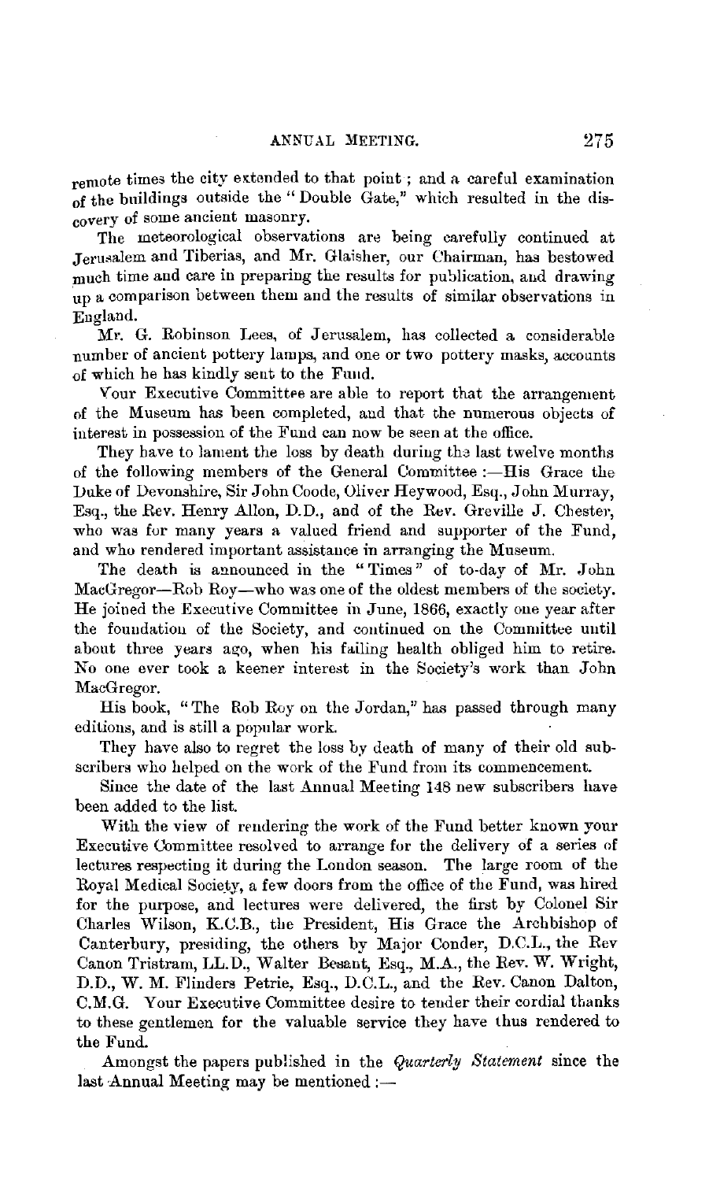remote times the city extended to that point; and a careful examination of the buildings outside the "Double Gate," which resulted in the discovery of some ancient masonry.

The meteorological observations are being carefully continued at Jerusalem and Tiberias, and Mr. Glaisher, our Chairman, has bestowed much time and care in preparing the results for publication, and drawing up a comparison between them and the results of similar observations in England.

Mr. G. Robinson Lees, of Jerusalem, has collected a considerable number of ancient pottery lamps, and one or two pottery masks, accounts of which he has kindly sent to the Fund.

Your Executive Committee are able to report that the arrangement of the Museum has been completed, and that the numerous objects of interest in possession of the Fund can now be seen at the office.

They have to lament the loss by death during the last twelve months of the following members of the General Committee:—His Grace the Duke of Devonshire, Sir John Coode, Oliver Heywood, Esq., John Murray, Esq., the Rev. Henry Allon, D.D., and of the Rev. Greville J. Chester, who was for many years a valued friend and supporter of the Fund, and who rendered important assistance in arranging the Museum.

The death is announced in the "Times" of to-day of Mr. John MacGregor—Rob Roy—who was one of the oldest members of the society. He joined the Executive Committee in June, 1866, exactly one year after the foundation of the Society, and continued on the Committee until about three years ago, when his failing health obliged him to retire. No one ever took a keener interest in the Society's work than John MacGregor.

His book, "The Rob Roy on the Jordan," has passed through many editions, and is still a popular work.

They have also to regret the loss by death of many of their old subscribers who helped on the work of the Fund from its commencement.

Since the date of the last Annual Meeting 148 new subscribers have been added to the list.

With the view of rendering the work of the Fund better known your Executive Committee resolved to arrange for the delivery of a series of lectures respecting it during the London season. The large room of the Royal Medical Society, a few doors from the office of the Fund, was hired for the purpose, and lectures were delivered, the first by Colonel Sir Charles Wilson, K.C.B., the President, His Grace the Archbishop of Canterbury, presiding, the others by Major Conder, D.C.L., the Rev Canon Tristram, LL.D., Walter Besant, Esq., M.A., the Rev. W. Wright, D.D., W. M. Flinders Petrie, Esq., D.C.L., and the Rev. Canon Dalton, C.M.G. Your Executive Committee desire to tender their cordial thanks to these gentlemen for the valuable service they have thus rendered to the Fund.

Amongst the papers published in the *Quarterly Statement* since the last Annual Meeting may be mentioned:—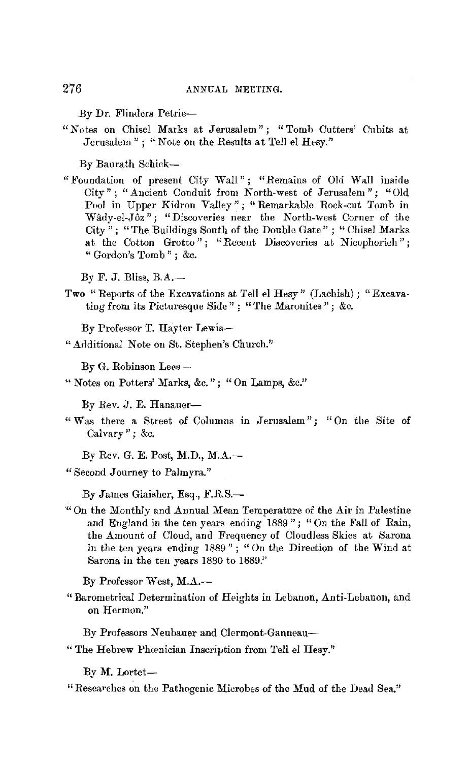By Dr. Flinders Petrie—

"Notes on Chisel Marks at Jerusalem"; "Tomb Cutters' Cubits at Jerusalem"; "Note on the Results at Tell el Hesy."

By Baurath Schick—

"Foundation of present City Wall"; "Remains of Old Wall inside City"; "Ancient Conduit from North-west of Jerusalem"; "Old Pool in Upper Kidron Valley"; "Remarkable Rock-cut Tomb in Wâdy-el-Jôz"; "Discoveries near the North-west Corner of the City"; "The Buildings South of the Double Gate"; "Chisel Marks at the Cotton Grotto"; "Recent Discoveries at Nicophorieh"; "Gordon's Tomb"; &c.

By F. J. Bliss, B.A.—

Two "Reports of the Excavations at Tell el Hesy" (Lachish); "Excavating from its Picturesque Side"; "The Maronites"; &c.

By Professor T. Hayter Lewis—

"Additional Note on St. Stephen's Church."

By G. Robinson Lees—

"Notes on Potters' Marks, &c."; "On Lamps, &c."

By Rev. J. E. Hanauer—

"Was there a Street of Columns in Jerusalem"; "On the Site of Calvary"; &c.

By Rev. G. E. Post, M.D., M.A.—

"Second Journey to Palmyra."

By James Glaisher, Esq., F.R.S.—

"On the Monthly and Annual Mean Temperature of the Air in Palestine and England in the ten years ending 1889"; "On the Fall of Rain, the Amount of Cloud, and Frequency of Cloudless Skies at Sarona in the ten years ending 1889"; "On the Direction of the Wind at Sarona in the ten years 1880 to 1889."

By Professor West, M.A.—

"Barometrical Determination of Heights in Lebanon, Anti-Lebanon, and on Hermon."

By Professors Neubauer and Clermont-Ganneau—

"The Hebrew Phœnician Inscription from Tell el Hesy."

By M. Lortet—

"Researches on the Pathogenic Microbes of the Mud of the Dead Sea."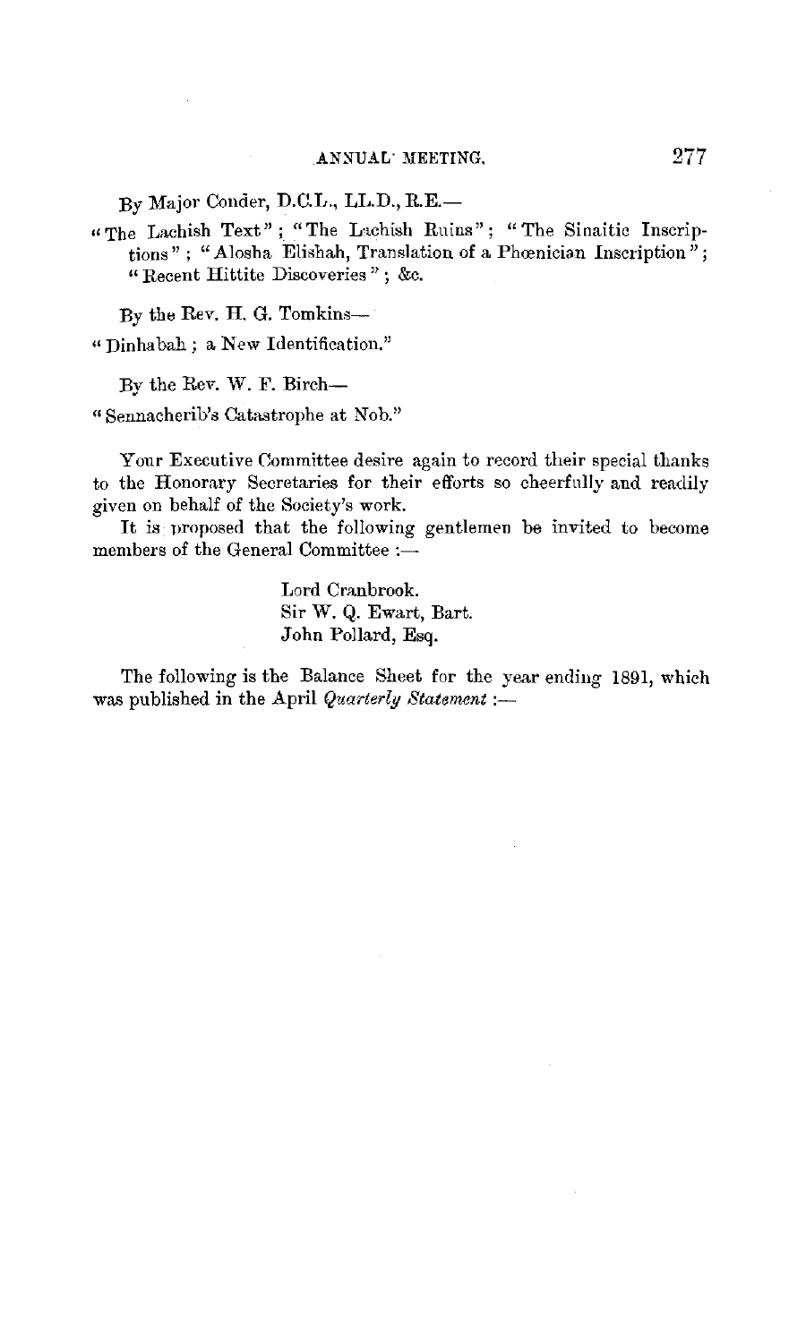By Major Conder, D.C.L., LL.D., R.E.—

"The Lachish Text"; "The Lachish Ruins"; "The Sinaitic Inscriptions"; "Alosha Elishah, Translation of a Phœnician Inscription"; "Recent Hittite Discoveries"; &c.

By the Rev. H. G. Tomkins—

"Dinhabah; a New Identification."

By the Rev. W. F. Birch—

"Sennacherib's Catastrophe at Nob."

Your Executive Committee desire again to record their special thanks to the Honorary Secretaries for their efforts so cheerfully and readily given on behalf of the Society's work.

It is proposed that the following gentlemen be invited to become members of the General Committee :—

Lord Cranbrook.
Sir W. Q. Ewart, Bart.
John Pollard, Esq.

The following is the Balance Sheet for the year ending 1891, which was published in the April *Quarterly Statement* :—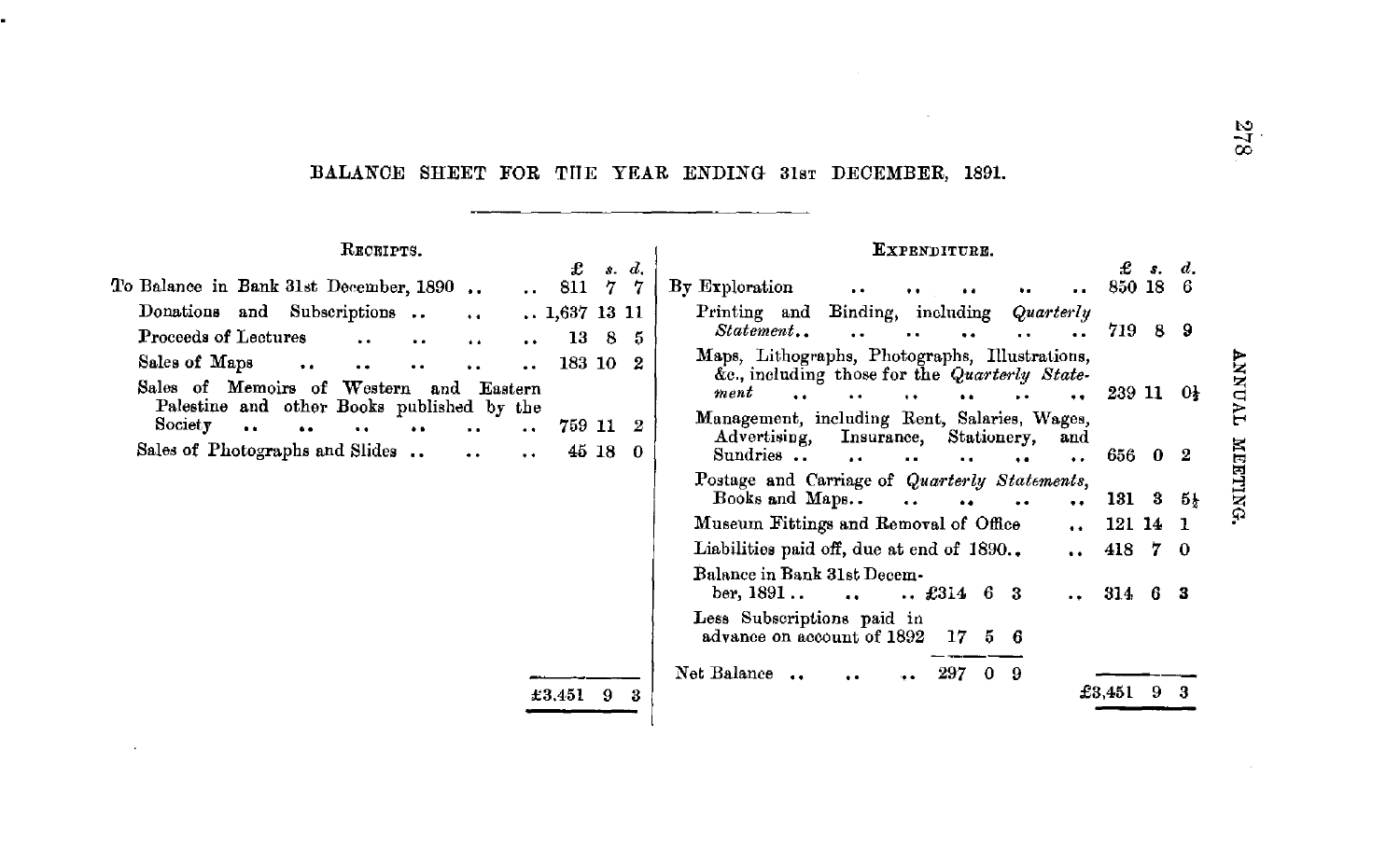## BALANCE SHEET FOR THE YEAR ENDING 31st DECEMBER, 1891.

| RECEIPTS. | £ | s. | d. | EXPENDITURE. | £ | s. | d. |
|---|---|---|---|---|---|---|---|
| To Balance in Bank 31st December, 1890 .. .. | 811 | 7 | 7 | By Exploration .. .. .. .. .. .. | 850 | 18 | 6 |
| Donations and Subscriptions .. .. .. | 1,637 | 13 | 11 | Printing and Binding, including *Quarterly Statement* .. .. .. .. .. .. | 719 | 8 | 9 |
| Proceeds of Lectures .. .. .. .. .. | 13 | 8 | 5 | Maps, Lithographs, Photographs, Illustrations, &c., including those for the *Quarterly Statement* .. .. .. .. .. .. .. | 239 | 11 | 0½ |
| Sales of Maps .. .. .. .. .. .. | 183 | 10 | 2 | Management, including Rent, Salaries, Wages, Advertising, Insurance, Stationery, and Sundries .. .. .. .. .. .. .. | 656 | 0 | 2 |
| Sales of Memoirs of Western and Eastern Palestine and other Books published by the Society .. .. .. .. .. .. .. | 759 | 11 | 2 | Postage and Carriage of *Quarterly Statements*, Books and Maps.. .. .. .. .. | 131 | 3 | 5½ |
| Sales of Photographs and Slides .. .. .. | 45 | 18 | 0 | Museum Fittings and Removal of Office .. | 121 | 14 | 1 |
| | | | | Liabilities paid off, due at end of 1890.. .. | 418 | 7 | 0 |
| | | | | Balance in Bank 31st December, 1891.. .. .. £314 6 3 .. | 314 | 6 | 3 |
| | | | | Less Subscriptions paid in advance on account of 1892 17 5 6 | | | |
| | | | | Net Balance .. .. .. 297 0 9 | | | |
| | **£3,451** | **9** | **3** | | **£3,451** | **9** | **3** |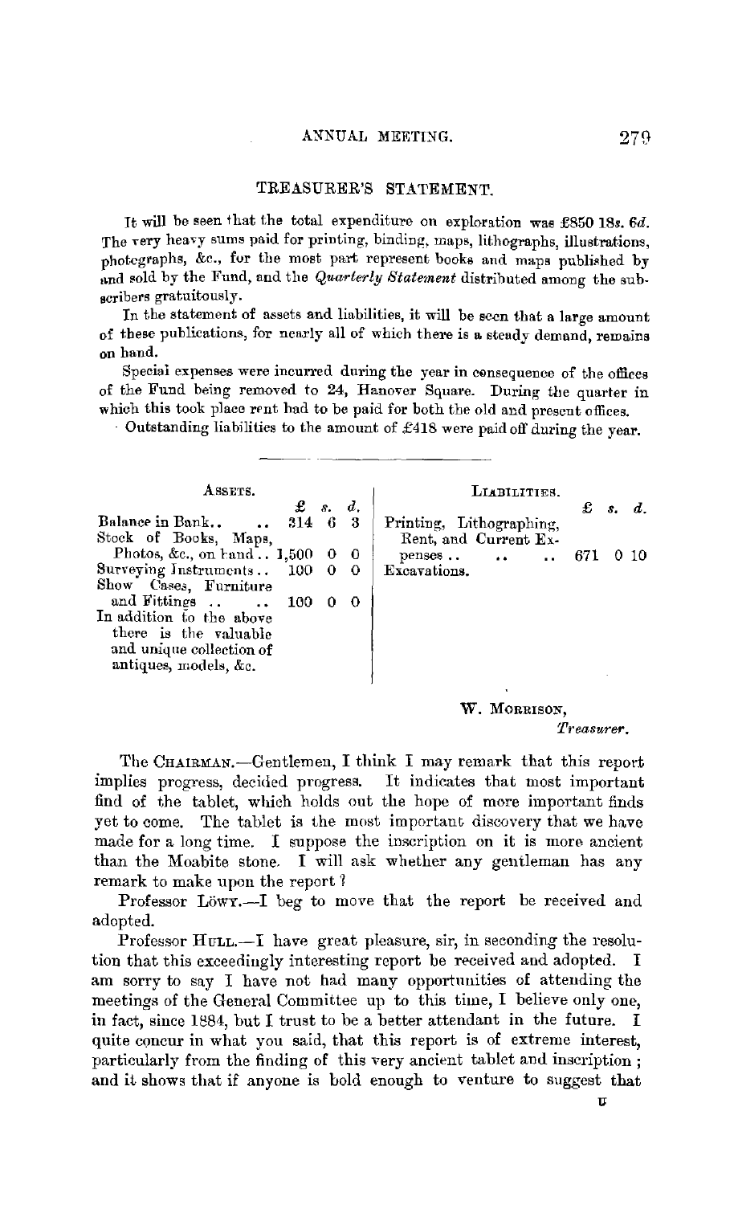## TREASURER'S STATEMENT.

It will be seen that the total expenditure on exploration was £850 18*s.* 6*d.* The very heavy sums paid for printing, binding, maps, lithographs, illustrations, photographs, &c., for the most part represent books and maps published by and sold by the Fund, and the *Quarterly Statement* distributed among the subscribers gratuitously.

In the statement of assets and liabilities, it will be seen that a large amount of these publications, for nearly all of which there is a steady demand, remains on hand.

Special expenses were incurred during the year in consequence of the offices of the Fund being removed to 24, Hanover Square. During the quarter in which this took place rent had to be paid for both the old and present offices.

Outstanding liabilities to the amount of £418 were paid off during the year.

| ASSETS. | £ | s. | d. | LIABILITIES. | £ | s. | d. |
|---|---|---|---|---|---|---|---|
| Balance in Bank.. .. | 314 | 6 | 3 | Printing, Lithographing, Rent, and Current Expenses .. .. .. | 671 | 0 | 10 |
| Stock of Books, Maps, Photos, &c., on hand .. | 1,500 | 0 | 0 | Excavations. | | | |
| Surveying Instruments .. | 100 | 0 | 0 | | | | |
| Show Cases, Furniture and Fittings .. .. | 100 | 0 | 0 | | | | |
| In addition to the above there is the valuable and unique collection of antiques, models, &c. | | | | | | | |

W. MORRISON,
*Treasurer.*

The CHAIRMAN.—Gentlemen, I think I may remark that this report implies progress, decided progress. It indicates that most important find of the tablet, which holds out the hope of more important finds yet to come. The tablet is the most important discovery that we have made for a long time. I suppose the inscription on it is more ancient than the Moabite stone. I will ask whether any gentleman has any remark to make upon the report?

Professor LÖWY.—I beg to move that the report be received and adopted.

Professor HULL.—I have great pleasure, sir, in seconding the resolution that this exceedingly interesting report be received and adopted. I am sorry to say I have not had many opportunities of attending the meetings of the General Committee up to this time, I believe only one, in fact, since 1884, but I trust to be a better attendant in the future. I quite concur in what you said, that this report is of extreme interest, particularly from the finding of this very ancient tablet and inscription; and it shows that if anyone is bold enough to venture to suggest that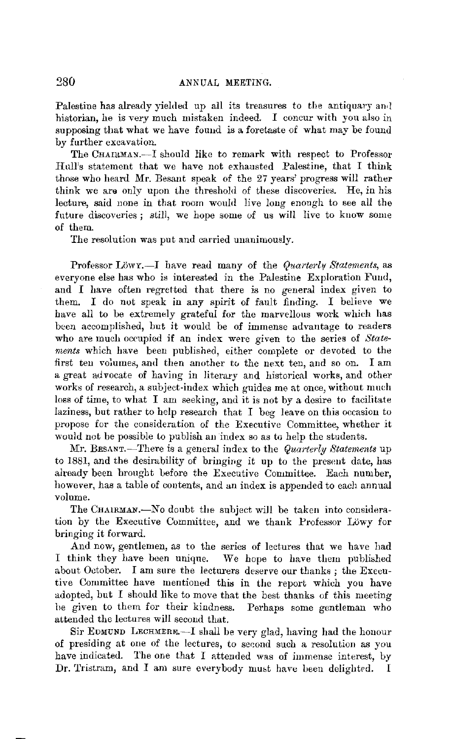Palestine has already yielded up all its treasures to the antiquary and historian, he is very much mistaken indeed. I concur with you also in supposing that what we have found is a foretaste of what may be found by further excavation.

The CHAIRMAN.—I should like to remark with respect to Professor Hull's statement that we have not exhausted Palestine, that I think those who heard Mr. Besant speak of the 27 years' progress will rather think we are only upon the threshold of these discoveries. He, in his lecture, said none in that room would live long enough to see all the future discoveries; still, we hope some of us will live to know some of them.

The resolution was put and carried unanimously.

Professor LÖWY.—I have read many of the *Quarterly Statements*, as everyone else has who is interested in the Palestine Exploration Fund, and I have often regretted that there is no general index given to them. I do not speak in any spirit of fault finding. I believe we have all to be extremely grateful for the marvellous work which has been accomplished, but it would be of immense advantage to readers who are much occupied if an index were given to the series of *Statements* which have been published, either complete or devoted to the first ten volumes, and then another to the next ten, and so on. I am a great advocate of having in literary and historical works, and other works of research, a subject-index which guides me at once, without much loss of time, to what I am seeking, and it is not by a desire to facilitate laziness, but rather to help research that I beg leave on this occasion to propose for the consideration of the Executive Committee, whether it would not be possible to publish an index so as to help the students.

Mr. BESANT.—There is a general index to the *Quarterly Statements* up to 1881, and the desirability of bringing it up to the present date, has already been brought before the Executive Committee. Each number, however, has a table of contents, and an index is appended to each annual volume.

The CHAIRMAN.—No doubt the subject will be taken into consideration by the Executive Committee, and we thank Professor Löwy for bringing it forward.

And now, gentlemen, as to the series of lectures that we have had I think they have been unique. We hope to have them published about October. I am sure the lecturers deserve our thanks; the Executive Committee have mentioned this in the report which you have adopted, but I should like to move that the best thanks of this meeting be given to them for their kindness. Perhaps some gentleman who attended the lectures will second that.

Sir EDMUND LECHMERE.—I shall be very glad, having had the honour of presiding at one of the lectures, to second such a resolution as you have indicated. The one that I attended was of immense interest, by Dr. Tristram, and I am sure everybody must have been delighted. I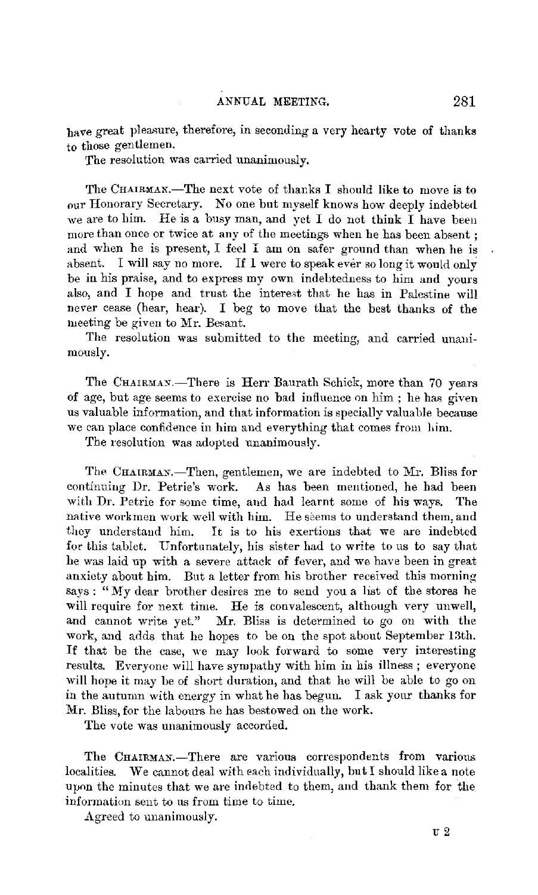have great pleasure, therefore, in seconding a very hearty vote of thanks to those gentlemen.

The resolution was carried unanimously.

The CHAIRMAN.—The next vote of thanks I should like to move is to our Honorary Secretary. No one but myself knows how deeply indebted we are to him. He is a busy man, and yet I do not think I have been more than once or twice at any of the meetings when he has been absent; and when he is present, I feel I am on safer ground than when he is absent. I will say no more. If I were to speak ever so long it would only be in his praise, and to express my own indebtedness to him and yours also, and I hope and trust the interest that he has in Palestine will never cease (hear, hear). I beg to move that the best thanks of the meeting be given to Mr. Besant.

The resolution was submitted to the meeting, and carried unanimously.

The CHAIRMAN.—There is Herr Baurath Schick, more than 70 years of age, but age seems to exercise no bad influence on him; he has given us valuable information, and that information is specially valuable because we can place confidence in him and everything that comes from him.

The resolution was adopted unanimously.

The CHAIRMAN.—Then, gentlemen, we are indebted to Mr. Bliss for continuing Dr. Petrie's work. As has been mentioned, he had been with Dr. Petrie for some time, and had learnt some of his ways. The native workmen work well with him. He seems to understand them, and they understand him. It is to his exertions that we are indebted for this tablet. Unfortunately, his sister had to write to us to say that he was laid up with a severe attack of fever, and we have been in great anxiety about him. But a letter from his brother received this morning says: "My dear brother desires me to send you a list of the stores he will require for next time. He is convalescent, although very unwell, and cannot write yet." Mr. Bliss is determined to go on with the work, and adds that he hopes to be on the spot about September 13th. If that be the case, we may look forward to some very interesting results. Everyone will have sympathy with him in his illness; everyone will hope it may be of short duration, and that he will be able to go on in the autumn with energy in what he has begun. I ask your thanks for Mr. Bliss, for the labours he has bestowed on the work.

The vote was unanimously accorded.

The CHAIRMAN.—There are various correspondents from various localities. We cannot deal with each individually, but I should like a note upon the minutes that we are indebted to them, and thank them for the information sent to us from time to time.

Agreed to unanimously.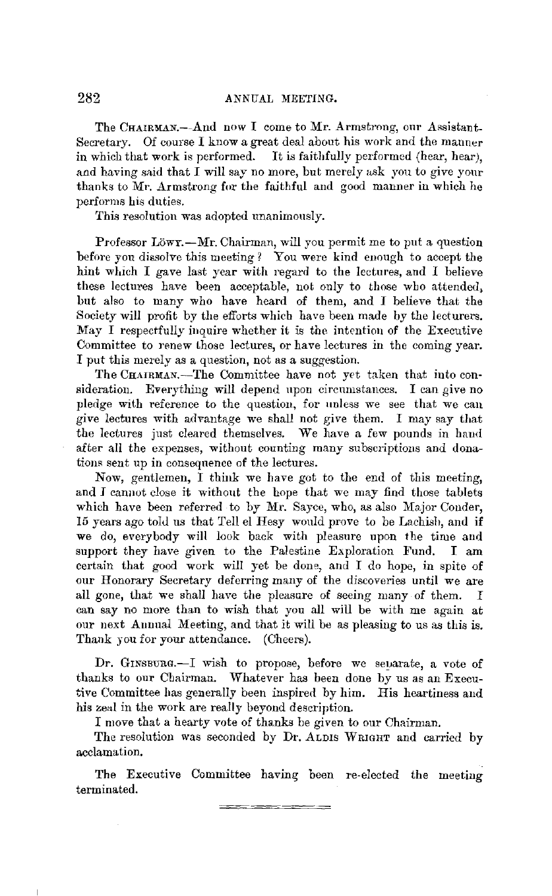The CHAIRMAN.—And now I come to Mr. Armstrong, our Assistant-Secretary. Of course I know a great deal about his work and the manner in which that work is performed. It is faithfully performed (hear, hear), and having said that I will say no more, but merely ask you to give your thanks to Mr. Armstrong for the faithful and good manner in which he performs his duties.

This resolution was adopted unanimously.

Professor LÖWY.—Mr. Chairman, will you permit me to put a question before you dissolve this meeting? You were kind enough to accept the hint which I gave last year with regard to the lectures, and I believe these lectures have been acceptable, not only to those who attended, but also to many who have heard of them, and I believe that the Society will profit by the efforts which have been made by the lecturers. May I respectfully inquire whether it is the intention of the Executive Committee to renew those lectures, or have lectures in the coming year. I put this merely as a question, not as a suggestion.

The CHAIRMAN.—The Committee have not yet taken that into consideration. Everything will depend upon circumstances. I can give no pledge with reference to the question, for unless we see that we can give lectures with advantage we shall not give them. I may say that the lectures just cleared themselves. We have a few pounds in hand after all the expenses, without counting many subscriptions and donations sent up in consequence of the lectures.

Now, gentlemen, I think we have got to the end of this meeting, and I cannot close it without the hope that we may find those tablets which have been referred to by Mr. Sayce, who, as also Major Conder, 15 years ago told us that Tell el Hesy would prove to be Lachish, and if we do, everybody will look back with pleasure upon the time and support they have given to the Palestine Exploration Fund. I am certain that good work will yet be done, and I do hope, in spite of our Honorary Secretary deferring many of the discoveries until we are all gone, that we shall have the pleasure of seeing many of them. I can say no more than to wish that you all will be with me again at our next Annual Meeting, and that it will be as pleasing to us as this is. Thank you for your attendance. (Cheers).

Dr. GINSBURG.—I wish to propose, before we separate, a vote of thanks to our Chairman. Whatever has been done by us as an Executive Committee has generally been inspired by him. His heartiness and his zeal in the work are really beyond description.

I move that a hearty vote of thanks be given to our Chairman.

The resolution was seconded by Dr. ALDIS WRIGHT and carried by acclamation.

The Executive Committee having been re-elected the meeting terminated.